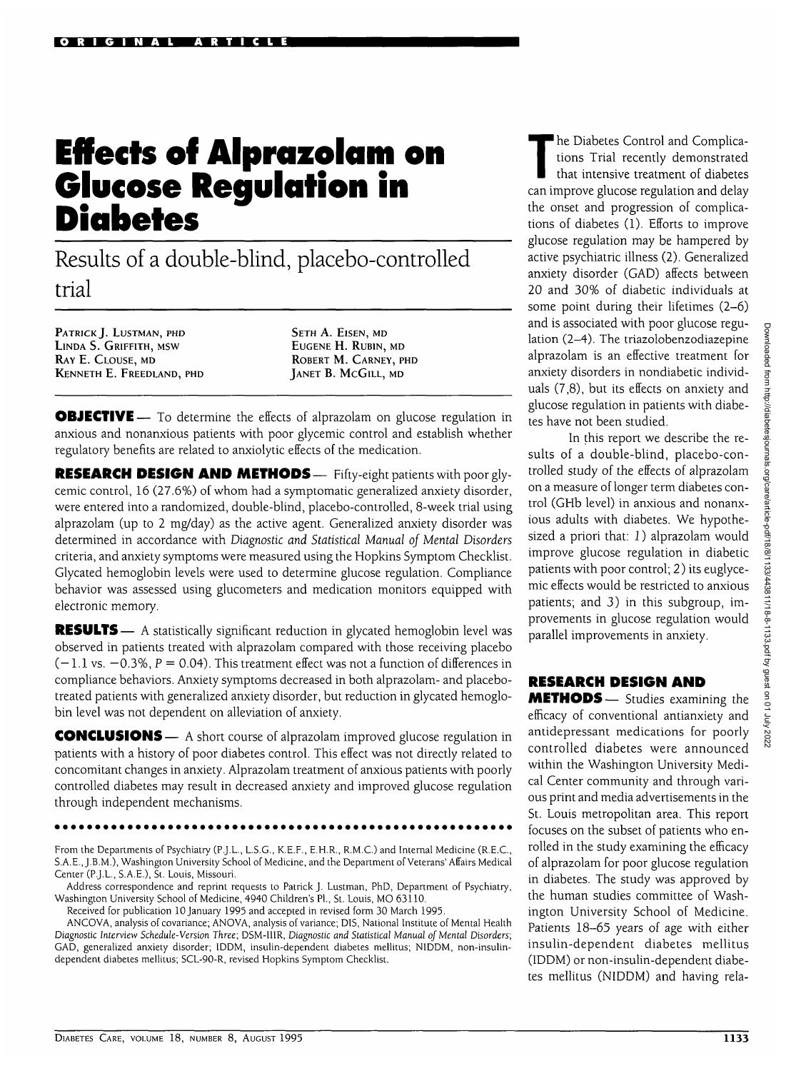ORIGINAL ARTICLE

# Effects of Alprazolam on Glucose Regulation in Diabetes

## Results of a double-blind, placebo-controlled trial

PATRICK J. LUSTMAN, PHD
LINDA S. GRIFFITH, MSW
RAY E. CLOUSE, MD
KENNETH E. FREEDLAND, PHD
SETH A. EISEN, MD
EUGENE H. RUBIN, MD
ROBERT M. CARNEY, PHD
JANET B. MCGILL, MD

**OBJECTIVE** — To determine the effects of alprazolam on glucose regulation in anxious and nonanxious patients with poor glycemic control and establish whether regulatory benefits are related to anxiolytic effects of the medication.

**RESEARCH DESIGN AND METHODS** — Fifty-eight patients with poor glycemic control, 16 (27.6%) of whom had a symptomatic generalized anxiety disorder, were entered into a randomized, double-blind, placebo-controlled, 8-week trial using alprazolam (up to 2 mg/day) as the active agent. Generalized anxiety disorder was determined in accordance with *Diagnostic and Statistical Manual of Mental Disorders* criteria, and anxiety symptoms were measured using the Hopkins Symptom Checklist. Glycated hemoglobin levels were used to determine glucose regulation. Compliance behavior was assessed using glucometers and medication monitors equipped with electronic memory.

**RESULTS** — A statistically significant reduction in glycated hemoglobin level was observed in patients treated with alprazolam compared with those receiving placebo (−1.1 vs. −0.3%, $P = 0.04$). This treatment effect was not a function of differences in compliance behaviors. Anxiety symptoms decreased in both alprazolam- and placebo-treated patients with generalized anxiety disorder, but reduction in glycated hemoglobin level was not dependent on alleviation of anxiety.

**CONCLUSIONS** — A short course of alprazolam improved glucose regulation in patients with a history of poor diabetes control. This effect was not directly related to concomitant changes in anxiety. Alprazolam treatment of anxious patients with poorly controlled diabetes may result in decreased anxiety and improved glucose regulation through independent mechanisms.

From the Departments of Psychiatry (P.J.L., L.S.G., K.E.F., E.H.R., R.M.C.) and Internal Medicine (R.E.C., S.A.E., J.B.M.), Washington University School of Medicine, and the Department of Veterans' Affairs Medical Center (P.J.L., S.A.E.), St. Louis, Missouri.

Address correspondence and reprint requests to Patrick J. Lustman, PhD, Department of Psychiatry, Washington University School of Medicine, 4940 Children's Pl., St. Louis, MO 63110.

Received for publication 10 January 1995 and accepted in revised form 30 March 1995.

ANCOVA, analysis of covariance; ANOVA, analysis of variance; DIS, National Institute of Mental Health *Diagnostic Interview Schedule-Version Three*; DSM-IIIR, *Diagnostic and Statistical Manual of Mental Disorders*; GAD, generalized anxiety disorder; IDDM, insulin-dependent diabetes mellitus; NIDDM, non-insulin-dependent diabetes mellitus; SCL-90-R, revised Hopkins Symptom Checklist.

The Diabetes Control and Complications Trial recently demonstrated that intensive treatment of diabetes can improve glucose regulation and delay the onset and progression of complications of diabetes (1). Efforts to improve glucose regulation may be hampered by active psychiatric illness (2). Generalized anxiety disorder (GAD) affects between 20 and 30% of diabetic individuals at some point during their lifetimes (2–6) and is associated with poor glucose regulation (2–4). The triazolobenzodiazepine alprazolam is an effective treatment for anxiety disorders in nondiabetic individuals (7,8), but its effects on anxiety and glucose regulation in patients with diabetes have not been studied.

In this report we describe the results of a double-blind, placebo-controlled study of the effects of alprazolam on a measure of longer term diabetes control (GHb level) in anxious and nonanxious adults with diabetes. We hypothesized a priori that: *1*) alprazolam would improve glucose regulation in diabetic patients with poor control; *2*) its euglycemic effects would be restricted to anxious patients; and *3*) in this subgroup, improvements in glucose regulation would parallel improvements in anxiety.

## RESEARCH DESIGN AND METHODS

Studies examining the efficacy of conventional antianxiety and antidepressant medications for poorly controlled diabetes were announced within the Washington University Medical Center community and through various print and media advertisements in the St. Louis metropolitan area. This report focuses on the subset of patients who enrolled in the study examining the efficacy of alprazolam for poor glucose regulation in diabetes. The study was approved by the human studies committee of Washington University School of Medicine. Patients 18–65 years of age with either insulin-dependent diabetes mellitus (IDDM) or non-insulin-dependent diabetes mellitus (NIDDM) and having rela-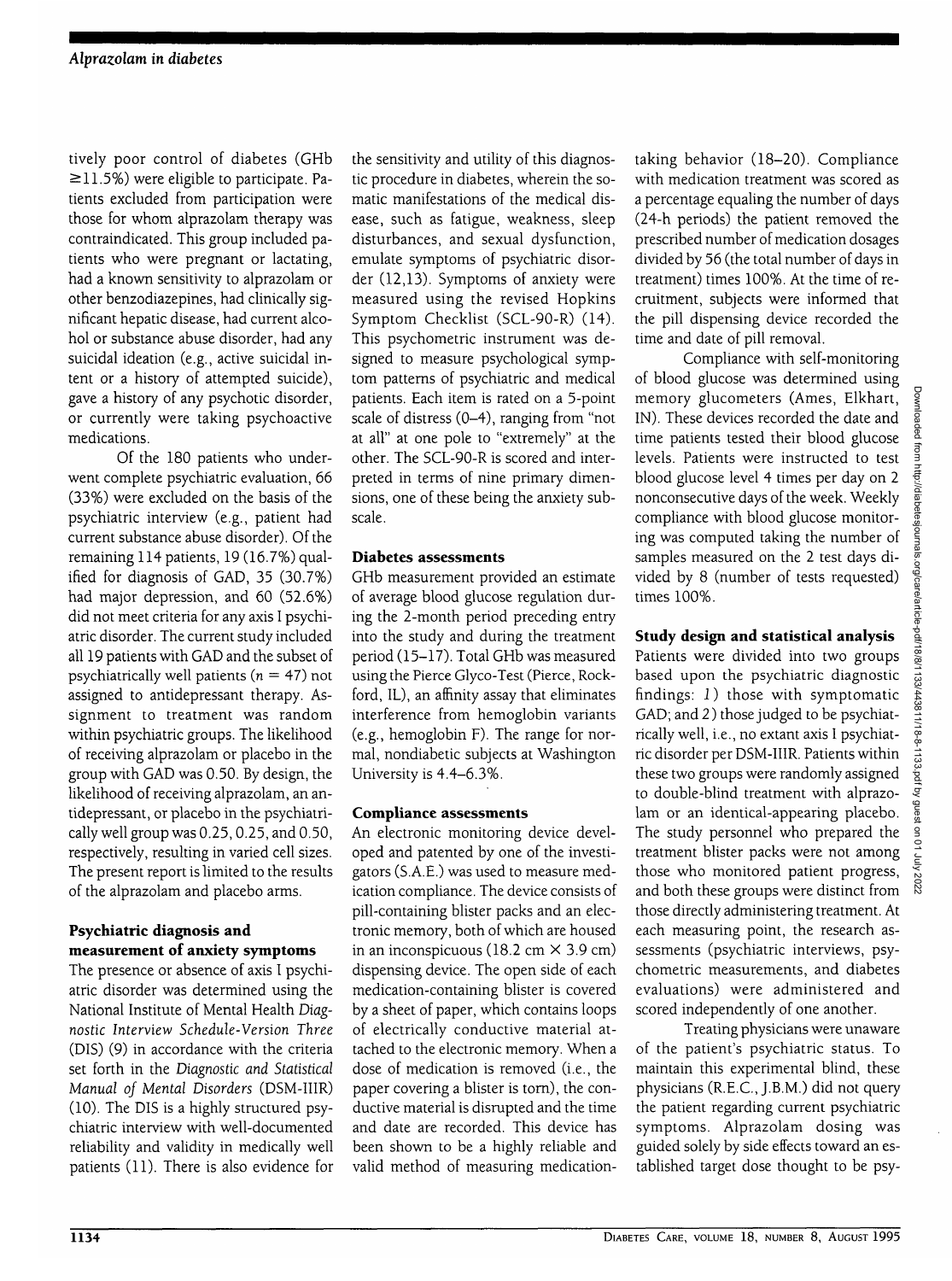tively poor control of diabetes (GHb ≥11.5%) were eligible to participate. Patients excluded from participation were those for whom alprazolam therapy was contraindicated. This group included patients who were pregnant or lactating, had a known sensitivity to alprazolam or other benzodiazepines, had clinically significant hepatic disease, had current alcohol or substance abuse disorder, had any suicidal ideation (e.g., active suicidal intent or a history of attempted suicide), gave a history of any psychotic disorder, or currently were taking psychoactive medications.

Of the 180 patients who underwent complete psychiatric evaluation, 66 (33%) were excluded on the basis of the psychiatric interview (e.g., patient had current substance abuse disorder). Of the remaining 114 patients, 19 (16.7%) qualified for diagnosis of GAD, 35 (30.7%) had major depression, and 60 (52.6%) did not meet criteria for any axis I psychiatric disorder. The current study included all 19 patients with GAD and the subset of psychiatrically well patients ($n = 47$) not assigned to antidepressant therapy. Assignment to treatment was random within psychiatric groups. The likelihood of receiving alprazolam or placebo in the group with GAD was 0.50. By design, the likelihood of receiving alprazolam, an antidepressant, or placebo in the psychiatrically well group was 0.25, 0.25, and 0.50, respectively, resulting in varied cell sizes. The present report is limited to the results of the alprazolam and placebo arms.

## Psychiatric diagnosis and measurement of anxiety symptoms

The presence or absence of axis I psychiatric disorder was determined using the National Institute of Mental Health *Diagnostic Interview Schedule-Version Three* (DIS) (9) in accordance with the criteria set forth in the *Diagnostic and Statistical Manual of Mental Disorders* (DSM-IIIR) (10). The DIS is a highly structured psychiatric interview with well-documented reliability and validity in medically well patients (11). There is also evidence for the sensitivity and utility of this diagnostic procedure in diabetes, wherein the somatic manifestations of the medical disease, such as fatigue, weakness, sleep disturbances, and sexual dysfunction, emulate symptoms of psychiatric disorder (12,13). Symptoms of anxiety were measured using the revised Hopkins Symptom Checklist (SCL-90-R) (14). This psychometric instrument was designed to measure psychological symptom patterns of psychiatric and medical patients. Each item is rated on a 5-point scale of distress (0–4), ranging from "not at all" at one pole to "extremely" at the other. The SCL-90-R is scored and interpreted in terms of nine primary dimensions, one of these being the anxiety subscale.

## Diabetes assessments

GHb measurement provided an estimate of average blood glucose regulation during the 2-month period preceding entry into the study and during the treatment period (15–17). Total GHb was measured using the Pierce Glyco-Test (Pierce, Rockford, IL), an affinity assay that eliminates interference from hemoglobin variants (e.g., hemoglobin F). The range for normal, nondiabetic subjects at Washington University is 4.4–6.3%.

## Compliance assessments

An electronic monitoring device developed and patented by one of the investigators (S.A.E.) was used to measure medication compliance. The device consists of pill-containing blister packs and an electronic memory, both of which are housed in an inconspicuous (18.2 cm × 3.9 cm) dispensing device. The open side of each medication-containing blister is covered by a sheet of paper, which contains loops of electrically conductive material attached to the electronic memory. When a dose of medication is removed (i.e., the paper covering a blister is torn), the conductive material is disrupted and the time and date are recorded. This device has been shown to be a highly reliable and valid method of measuring medication-taking behavior (18–20). Compliance with medication treatment was scored as a percentage equaling the number of days (24-h periods) the patient removed the prescribed number of medication dosages divided by 56 (the total number of days in treatment) times 100%. At the time of recruitment, subjects were informed that the pill dispensing device recorded the time and date of pill removal.

Compliance with self-monitoring of blood glucose was determined using memory glucometers (Ames, Elkhart, IN). These devices recorded the date and time patients tested their blood glucose levels. Patients were instructed to test blood glucose level 4 times per day on 2 nonconsecutive days of the week. Weekly compliance with blood glucose monitoring was computed taking the number of samples measured on the 2 test days divided by 8 (number of tests requested) times 100%.

## Study design and statistical analysis

Patients were divided into two groups based upon the psychiatric diagnostic findings: *1*) those with symptomatic GAD; and *2*) those judged to be psychiatrically well, i.e., no extant axis I psychiatric disorder per DSM-IIIR. Patients within these two groups were randomly assigned to double-blind treatment with alprazolam or an identical-appearing placebo. The study personnel who prepared the treatment blister packs were not among those who monitored patient progress, and both these groups were distinct from those directly administering treatment. At each measuring point, the research assessments (psychiatric interviews, psychometric measurements, and diabetes evaluations) were administered and scored independently of one another.

Treating physicians were unaware of the patient's psychiatric status. To maintain this experimental blind, these physicians (R.E.C., J.B.M.) did not query the patient regarding current psychiatric symptoms. Alprazolam dosing was guided solely by side effects toward an established target dose thought to be psy-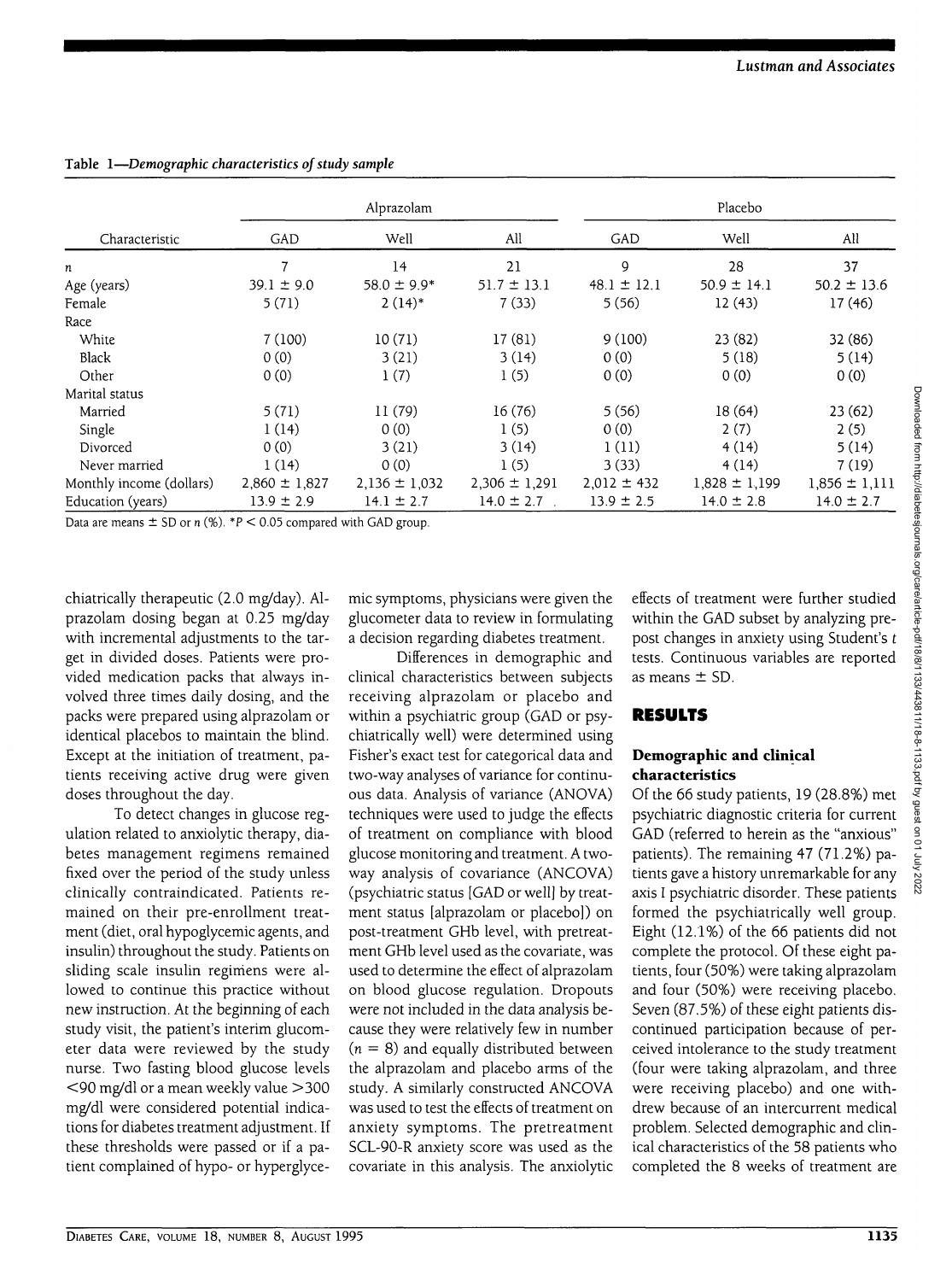Table 1—*Demographic characteristics of study sample*

| Characteristic | Alprazolam | | | Placebo | | |
|---|---|---|---|---|---|---|
| | GAD | Well | All | GAD | Well | All |
| n | 7 | 14 | 21 | 9 | 28 | 37 |
| Age (years) | 39.1 ± 9.0 | 58.0 ± 9.9* | 51.7 ± 13.1 | 48.1 ± 12.1 | 50.9 ± 14.1 | 50.2 ± 13.6 |
| Female | 5 (71) | 2 (14)* | 7 (33) | 5 (56) | 12 (43) | 17 (46) |
| Race | | | | | | |
| White | 7 (100) | 10 (71) | 17 (81) | 9 (100) | 23 (82) | 32 (86) |
| Black | 0 (0) | 3 (21) | 3 (14) | 0 (0) | 5 (18) | 5 (14) |
| Other | 0 (0) | 1 (7) | 1 (5) | 0 (0) | 0 (0) | 0 (0) |
| Marital status | | | | | | |
| Married | 5 (71) | 11 (79) | 16 (76) | 5 (56) | 18 (64) | 23 (62) |
| Single | 1 (14) | 0 (0) | 1 (5) | 0 (0) | 2 (7) | 2 (5) |
| Divorced | 0 (0) | 3 (21) | 3 (14) | 1 (11) | 4 (14) | 5 (14) |
| Never married | 1 (14) | 0 (0) | 1 (5) | 3 (33) | 4 (14) | 7 (19) |
| Monthly income (dollars) | 2,860 ± 1,827 | 2,136 ± 1,032 | 2,306 ± 1,291 | 2,012 ± 432 | 1,828 ± 1,199 | 1,856 ± 1,111 |
| Education (years) | 13.9 ± 2.9 | 14.1 ± 2.7 | 14.0 ± 2.7 | 13.9 ± 2.5 | 14.0 ± 2.8 | 14.0 ± 2.7 |

Data are means ± SD or n (%). *$P < 0.05$ compared with GAD group.

chiatrically therapeutic (2.0 mg/day). Alprazolam dosing began at 0.25 mg/day with incremental adjustments to the target in divided doses. Patients were provided medication packs that always involved three times daily dosing, and the packs were prepared using alprazolam or identical placebos to maintain the blind. Except at the initiation of treatment, patients receiving active drug were given doses throughout the day.

To detect changes in glucose regulation related to anxiolytic therapy, diabetes management regimens remained fixed over the period of the study unless clinically contraindicated. Patients remained on their pre-enrollment treatment (diet, oral hypoglycemic agents, and insulin) throughout the study. Patients on sliding scale insulin regimens were allowed to continue this practice without new instruction. At the beginning of each study visit, the patient's interim glucometer data were reviewed by the study nurse. Two fasting blood glucose levels <90 mg/dl or a mean weekly value >300 mg/dl were considered potential indications for diabetes treatment adjustment. If these thresholds were passed or if a patient complained of hypo- or hyperglycemic symptoms, physicians were given the glucometer data to review in formulating a decision regarding diabetes treatment.

Differences in demographic and clinical characteristics between subjects receiving alprazolam or placebo and within a psychiatric group (GAD or psychiatrically well) were determined using Fisher's exact test for categorical data and two-way analyses of variance for continuous data. Analysis of variance (ANOVA) techniques were used to judge the effects of treatment on compliance with blood glucose monitoring and treatment. A two-way analysis of covariance (ANCOVA) (psychiatric status [GAD or well] by treatment status [alprazolam or placebo]) on post-treatment GHb level, with pretreatment GHb level used as the covariate, was used to determine the effect of alprazolam on blood glucose regulation. Dropouts were not included in the data analysis because they were relatively few in number ($n = 8$) and equally distributed between the alprazolam and placebo arms of the study. A similarly constructed ANCOVA was used to test the effects of treatment on anxiety symptoms. The pretreatment SCL-90-R anxiety score was used as the covariate in this analysis. The anxiolytic effects of treatment were further studied within the GAD subset by analyzing pre-post changes in anxiety using Student's $t$ tests. Continuous variables are reported as means ± SD.

## RESULTS

### Demographic and clinical characteristics

Of the 66 study patients, 19 (28.8%) met psychiatric diagnostic criteria for current GAD (referred to herein as the "anxious" patients). The remaining 47 (71.2%) patients gave a history unremarkable for any axis I psychiatric disorder. These patients formed the psychiatrically well group. Eight (12.1%) of the 66 patients did not complete the protocol. Of these eight patients, four (50%) were taking alprazolam and four (50%) were receiving placebo. Seven (87.5%) of these eight patients discontinued participation because of perceived intolerance to the study treatment (four were taking alprazolam, and three were receiving placebo) and one withdrew because of an intercurrent medical problem. Selected demographic and clinical characteristics of the 58 patients who completed the 8 weeks of treatment are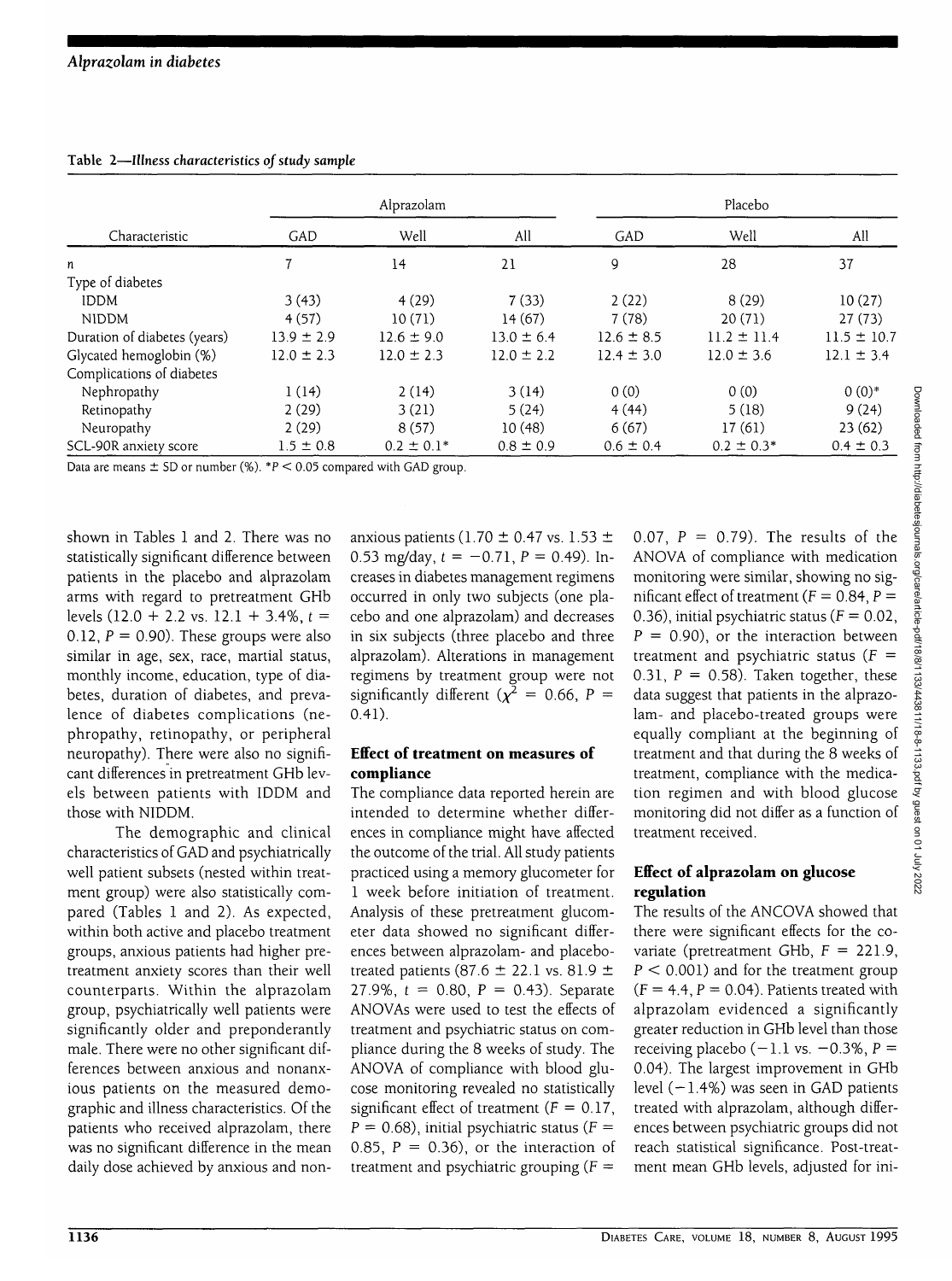**Table 2—Illness characteristics of study sample**

| Characteristic | Alprazolam | | | Placebo | | |
|---|---|---|---|---|---|---|
| | GAD | Well | All | GAD | Well | All |
| n | 7 | 14 | 21 | 9 | 28 | 37 |
| Type of diabetes | | | | | | |
| IDDM | 3 (43) | 4 (29) | 7 (33) | 2 (22) | 8 (29) | 10 (27) |
| NIDDM | 4 (57) | 10 (71) | 14 (67) | 7 (78) | 20 (71) | 27 (73) |
| Duration of diabetes (years) | 13.9 ± 2.9 | 12.6 ± 9.0 | 13.0 ± 6.4 | 12.6 ± 8.5 | 11.2 ± 11.4 | 11.5 ± 10.7 |
| Glycated hemoglobin (%) | 12.0 ± 2.3 | 12.0 ± 2.3 | 12.0 ± 2.2 | 12.4 ± 3.0 | 12.0 ± 3.6 | 12.1 ± 3.4 |
| Complications of diabetes | | | | | | |
| Nephropathy | 1 (14) | 2 (14) | 3 (14) | 0 (0) | 0 (0) | 0 (0)* |
| Retinopathy | 2 (29) | 3 (21) | 5 (24) | 4 (44) | 5 (18) | 9 (24) |
| Neuropathy | 2 (29) | 8 (57) | 10 (48) | 6 (67) | 17 (61) | 23 (62) |
| SCL-90R anxiety score | 1.5 ± 0.8 | 0.2 ± 0.1* | 0.8 ± 0.9 | 0.6 ± 0.4 | 0.2 ± 0.3* | 0.4 ± 0.3 |

Data are means ± SD or number (%). *$P < 0.05$ compared with GAD group.

shown in Tables 1 and 2. There was no statistically significant difference between patients in the placebo and alprazolam arms with regard to pretreatment GHb levels (12.0 + 2.2 vs. 12.1 + 3.4%, $t = 0.12$, $P = 0.90$). These groups were also similar in age, sex, race, martial status, monthly income, education, type of diabetes, duration of diabetes, and prevalence of diabetes complications (nephropathy, retinopathy, or peripheral neuropathy). There were also no significant differences in pretreatment GHb levels between patients with IDDM and those with NIDDM.

The demographic and clinical characteristics of GAD and psychiatrically well patient subsets (nested within treatment group) were also statistically compared (Tables 1 and 2). As expected, within both active and placebo treatment groups, anxious patients had higher pretreatment anxiety scores than their well counterparts. Within the alprazolam group, psychiatrically well patients were significantly older and preponderantly male. There were no other significant differences between anxious and nonanxious patients on the measured demographic and illness characteristics. Of the patients who received alprazolam, there was no significant difference in the mean daily dose achieved by anxious and nonanxious patients (1.70 ± 0.47 vs. 1.53 ± 0.53 mg/day, $t = -0.71$, $P = 0.49$). Increases in diabetes management regimens occurred in only two subjects (one placebo and one alprazolam) and decreases in six subjects (three placebo and three alprazolam). Alterations in management regimens by treatment group were not significantly different ($\chi^2 = 0.66$, $P = 0.41$).

### Effect of treatment on measures of compliance

The compliance data reported herein are intended to determine whether differences in compliance might have affected the outcome of the trial. All study patients practiced using a memory glucometer for 1 week before initiation of treatment. Analysis of these pretreatment glucometer data showed no significant differences between alprazolam- and placebo-treated patients (87.6 ± 22.1 vs. 81.9 ± 27.9%, $t = 0.80$, $P = 0.43$). Separate ANOVAs were used to test the effects of treatment and psychiatric status on compliance during the 8 weeks of study. The ANOVA of compliance with blood glucose monitoring revealed no statistically significant effect of treatment ($F = 0.17$, $P = 0.68$), initial psychiatric status ($F = 0.85$, $P = 0.36$), or the interaction of treatment and psychiatric grouping ($F = 0.07$, $P = 0.79$). The results of the ANOVA of compliance with medication monitoring were similar, showing no significant effect of treatment ($F = 0.84$, $P = 0.36$), initial psychiatric status ($F = 0.02$, $P = 0.90$), or the interaction between treatment and psychiatric status ($F = 0.31$, $P = 0.58$). Taken together, these data suggest that patients in the alprazolam- and placebo-treated groups were equally compliant at the beginning of treatment and that during the 8 weeks of treatment, compliance with the medication regimen and with blood glucose monitoring did not differ as a function of treatment received.

### Effect of alprazolam on glucose regulation

The results of the ANCOVA showed that there were significant effects for the covariate (pretreatment GHb, $F = 221.9$, $P < 0.001$) and for the treatment group ($F = 4.4$, $P = 0.04$). Patients treated with alprazolam evidenced a significantly greater reduction in GHb level than those receiving placebo (−1.1 vs. −0.3%, $P = 0.04$). The largest improvement in GHb level (−1.4%) was seen in GAD patients treated with alprazolam, although differences between psychiatric groups did not reach statistical significance. Post-treatment mean GHb levels, adjusted for ini-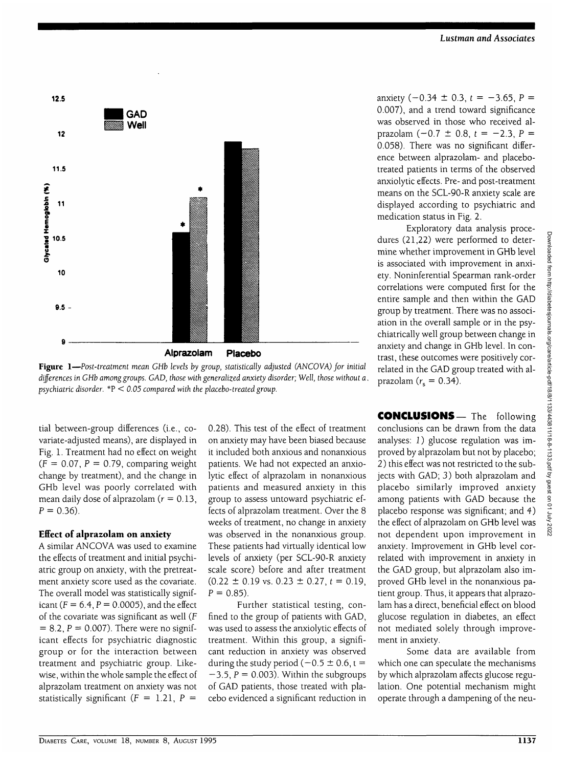**Figure 1**—*Post-treatment mean GHb levels by group, statistically adjusted (ANCOVA) for initial differences in GHb among groups. GAD, those with generalized anxiety disorder; Well, those without a psychiatric disorder.* *$P < 0.05$ *compared with the placebo-treated group.*

tial between-group differences (i.e., covariate-adjusted means), are displayed in Fig. 1. Treatment had no effect on weight ($F = 0.07$, $P = 0.79$, comparing weight change by treatment), and the change in GHb level was poorly correlated with mean daily dose of alprazolam ($r = 0.13$, $P = 0.36$).

### Effect of alprazolam on anxiety

A similar ANCOVA was used to examine the effects of treatment and initial psychiatric group on anxiety, with the pretreatment anxiety score used as the covariate. The overall model was statistically significant ($F = 6.4$, $P = 0.0005$), and the effect of the covariate was significant as well ($F = 8.2$, $P = 0.007$). There were no significant effects for psychiatric diagnostic group or for the interaction between treatment and psychiatric group. Likewise, within the whole sample the effect of alprazolam treatment on anxiety was not statistically significant ($F = 1.21$, $P = 0.28$). This test of the effect of treatment on anxiety may have been biased because it included both anxious and nonanxious patients. We had not expected an anxiolytic effect of alprazolam in nonanxious patients and measured anxiety in this group to assess untoward psychiatric effects of alprazolam treatment. Over the 8 weeks of treatment, no change in anxiety was observed in the nonanxious group. These patients had virtually identical low levels of anxiety (per SCL-90-R anxiety scale score) before and after treatment ($0.22 \pm 0.19$ vs. $0.23 \pm 0.27$, $t = 0.19$, $P = 0.85$).

Further statistical testing, confined to the group of patients with GAD, was used to assess the anxiolytic effects of treatment. Within this group, a significant reduction in anxiety was observed during the study period ($-0.5 \pm 0.6$, $t = -3.5$, $P = 0.003$). Within the subgroups of GAD patients, those treated with placebo evidenced a significant reduction in anxiety ($-0.34 \pm 0.3$, $t = -3.65$, $P = 0.007$), and a trend toward significance was observed in those who received alprazolam ($-0.7 \pm 0.8$, $t = -2.3$, $P = 0.058$). There was no significant difference between alprazolam- and placebo-treated patients in terms of the observed anxiolytic effects. Pre- and post-treatment means on the SCL-90-R anxiety scale are displayed according to psychiatric and medication status in Fig. 2.

Exploratory data analysis procedures (21,22) were performed to determine whether improvement in GHb level is associated with improvement in anxiety. Noninferential Spearman rank-order correlations were computed first for the entire sample and then within the GAD group by treatment. There was no association in the overall sample or in the psychiatrically well group between change in anxiety and change in GHb level. In contrast, these outcomes were positively correlated in the GAD group treated with alprazolam ($r_s = 0.34$).

## CONCLUSIONS

The following conclusions can be drawn from the data analyses: *1*) glucose regulation was improved by alprazolam but not by placebo; *2*) this effect was not restricted to the subjects with GAD; *3*) both alprazolam and placebo similarly improved anxiety among patients with GAD because the placebo response was significant; and *4*) the effect of alprazolam on GHb level was not dependent upon improvement in anxiety. Improvement in GHb level correlated with improvement in anxiety in the GAD group, but alprazolam also improved GHb level in the nonanxious patient group. Thus, it appears that alprazolam has a direct, beneficial effect on blood glucose regulation in diabetes, an effect not mediated solely through improvement in anxiety.

Some data are available from which one can speculate the mechanisms by which alprazolam affects glucose regulation. One potential mechanism might operate through a dampening of the neu-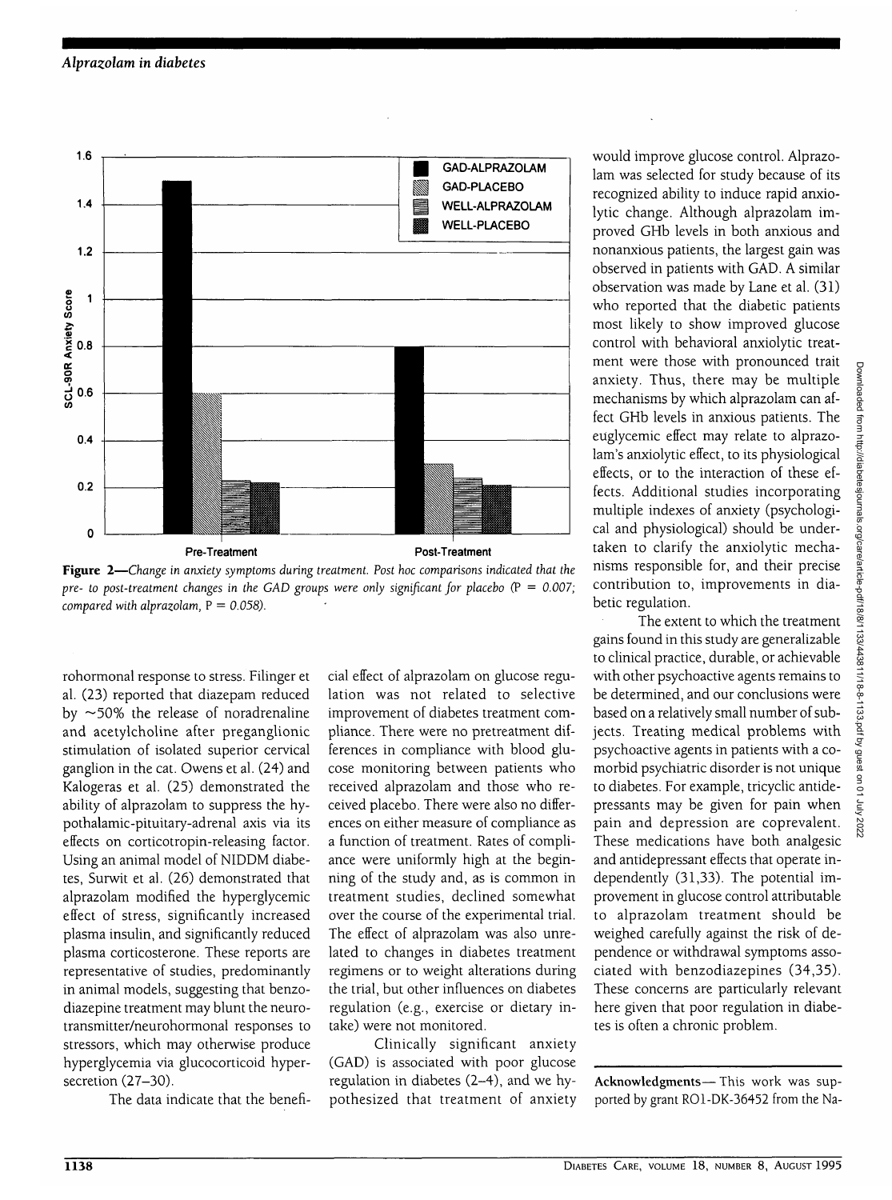**Figure 2**—*Change in anxiety symptoms during treatment. Post hoc comparisons indicated that the pre- to post-treatment changes in the GAD groups were only significant for placebo (P = 0.007; compared with alprazolam, P = 0.058).*

rohormonal response to stress. Filinger et al. (23) reported that diazepam reduced by ~50% the release of noradrenaline and acetylcholine after preganglionic stimulation of isolated superior cervical ganglion in the cat. Owens et al. (24) and Kalogeras et al. (25) demonstrated the ability of alprazolam to suppress the hypothalamic-pituitary-adrenal axis via its effects on corticotropin-releasing factor. Using an animal model of NIDDM diabetes, Surwit et al. (26) demonstrated that alprazolam modified the hyperglycemic effect of stress, significantly increased plasma insulin, and significantly reduced plasma corticosterone. These reports are representative of studies, predominantly in animal models, suggesting that benzodiazepine treatment may blunt the neurotransmitter/neurohormonal responses to stressors, which may otherwise produce hyperglycemia via glucocorticoid hypersecretion (27–30).

The data indicate that the beneficial effect of alprazolam on glucose regulation was not related to selective improvement of diabetes treatment compliance. There were no pretreatment differences in compliance with blood glucose monitoring between patients who received alprazolam and those who received placebo. There were also no differences on either measure of compliance as a function of treatment. Rates of compliance were uniformly high at the beginning of the study and, as is common in treatment studies, declined somewhat over the course of the experimental trial. The effect of alprazolam was also unrelated to changes in diabetes treatment regimens or to weight alterations during the trial, but other influences on diabetes regulation (e.g., exercise or dietary intake) were not monitored.

Clinically significant anxiety (GAD) is associated with poor glucose regulation in diabetes (2–4), and we hypothesized that treatment of anxiety would improve glucose control. Alprazolam was selected for study because of its recognized ability to induce rapid anxiolytic change. Although alprazolam improved GHb levels in both anxious and nonanxious patients, the largest gain was observed in patients with GAD. A similar observation was made by Lane et al. (31) who reported that the diabetic patients most likely to show improved glucose control with behavioral anxiolytic treatment were those with pronounced trait anxiety. Thus, there may be multiple mechanisms by which alprazolam can affect GHb levels in anxious patients. The euglycemic effect may relate to alprazolam's anxiolytic effect, to its physiological effects, or to the interaction of these effects. Additional studies incorporating multiple indexes of anxiety (psychological and physiological) should be undertaken to clarify the anxiolytic mechanisms responsible for, and their precise contribution to, improvements in diabetic regulation.

The extent to which the treatment gains found in this study are generalizable to clinical practice, durable, or achievable with other psychoactive agents remains to be determined, and our conclusions were based on a relatively small number of subjects. Treating medical problems with psychoactive agents in patients with a comorbid psychiatric disorder is not unique to diabetes. For example, tricyclic antidepressants may be given for pain when pain and depression are coprevalent. These medications have both analgesic and antidepressant effects that operate independently (31,33). The potential improvement in glucose control attributable to alprazolam treatment should be weighed carefully against the risk of dependence or withdrawal symptoms associated with benzodiazepines (34,35). These concerns are particularly relevant here given that poor regulation in diabetes is often a chronic problem.

**Acknowledgments**— This work was supported by grant RO1-DK-36452 from the Na-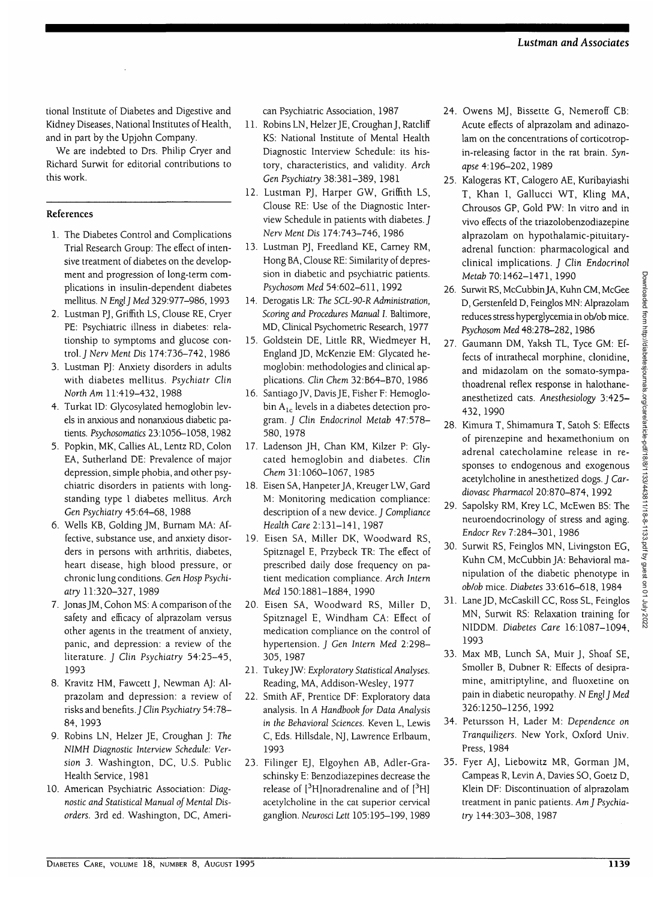tional Institute of Diabetes and Digestive and Kidney Diseases, National Institutes of Health, and in part by the Upjohn Company.

We are indebted to Drs. Philip Cryer and Richard Surwit for editorial contributions to this work.

## References

1. The Diabetes Control and Complications Trial Research Group: The effect of intensive treatment of diabetes on the development and progression of long-term complications in insulin-dependent diabetes mellitus. *N Engl J Med* 329:977–986, 1993
2. Lustman PJ, Griffith LS, Clouse RE, Cryer PE: Psychiatric illness in diabetes: relationship to symptoms and glucose control. *J Nerv Ment Dis* 174:736–742, 1986
3. Lustman PJ: Anxiety disorders in adults with diabetes mellitus. *Psychiatr Clin North Am* 11:419–432, 1988
4. Turkat ID: Glycosylated hemoglobin levels in anxious and nonanxious diabetic patients. *Psychosomatics* 23:1056–1058, 1982
5. Popkin, MK, Callies AL, Lentz RD, Colon EA, Sutherland DE: Prevalence of major depression, simple phobia, and other psychiatric disorders in patients with long-standing type 1 diabetes mellitus. *Arch Gen Psychiatry* 45:64–68, 1988
6. Wells KB, Golding JM, Burnam MA: Affective, substance use, and anxiety disorders in persons with arthritis, diabetes, heart disease, high blood pressure, or chronic lung conditions. *Gen Hosp Psychiatry* 11:320–327, 1989
7. Jonas JM, Cohon MS: A comparison of the safety and efficacy of alprazolam versus other agents in the treatment of anxiety, panic, and depression: a review of the literature. *J Clin Psychiatry* 54:25–45, 1993
8. Kravitz HM, Fawcett J, Newman AJ: Alprazolam and depression: a review of risks and benefits. *J Clin Psychiatry* 54:78–84, 1993
9. Robins LN, Helzer JE, Croughan J: *The NIMH Diagnostic Interview Schedule: Version 3.* Washington, DC, U.S. Public Health Service, 1981
10. American Psychiatric Association: *Diagnostic and Statistical Manual of Mental Disorders.* 3rd ed. Washington, DC, American Psychiatric Association, 1987
11. Robins LN, Helzer JE, Croughan J, Ratcliff KS: National Institute of Mental Health Diagnostic Interview Schedule: its history, characteristics, and validity. *Arch Gen Psychiatry* 38:381–389, 1981
12. Lustman PJ, Harper GW, Griffith LS, Clouse RE: Use of the Diagnostic Interview Schedule in patients with diabetes. *J Nerv Ment Dis* 174:743–746, 1986
13. Lustman PJ, Freedland KE, Carney RM, Hong BA, Clouse RE: Similarity of depression in diabetic and psychiatric patients. *Psychosom Med* 54:602–611, 1992
14. Derogatis LR: *The SCL-90-R Administration, Scoring and Procedures Manual I.* Baltimore, MD, Clinical Psychometric Research, 1977
15. Goldstein DE, Little RR, Wiedmeyer H, England JD, McKenzie EM: Glycated hemoglobin: methodologies and clinical applications. *Clin Chem* 32:B64–B70, 1986
16. Santiago JV, Davis JE, Fisher F: Hemoglobin $A_{1c}$ levels in a diabetes detection program. *J Clin Endocrinol Metab* 47:578–580, 1978
17. Ladenson JH, Chan KM, Kilzer P: Glycated hemoglobin and diabetes. *Clin Chem* 31:1060–1067, 1985
18. Eisen SA, Hanpeter JA, Kreuger LW, Gard M: Monitoring medication compliance: description of a new device. *J Compliance Health Care* 2:131–141, 1987
19. Eisen SA, Miller DK, Woodward RS, Spitznagel E, Przybeck TR: The effect of prescribed daily dose frequency on patient medication compliance. *Arch Intern Med* 150:1881–1884, 1990
20. Eisen SA, Woodward RS, Miller D, Spitznagel E, Windham CA: Effect of medication compliance on the control of hypertension. *J Gen Intern Med* 2:298–305, 1987
21. Tukey JW: *Exploratory Statistical Analyses.* Reading, MA, Addison-Wesley, 1977
22. Smith AF, Prentice DF: Exploratory data analysis. In *A Handbook for Data Analysis in the Behavioral Sciences.* Keven L, Lewis C, Eds. Hillsdale, NJ, Lawrence Erlbaum, 1993
23. Filinger EJ, Elgoyhen AB, Adler-Graschinsky E: Benzodiazepines decrease the release of [$^3$H]noradrenaline and of [$^3$H] acetylcholine in the cat superior cervical ganglion. *Neurosci Lett* 105:195–199, 1989
24. Owens MJ, Bissette G, Nemeroff CB: Acute effects of alprazolam and adinazolam on the concentrations of corticotropin-releasing factor in the rat brain. *Synapse* 4:196–202, 1989
25. Kalogeras KT, Calogero AE, Kuribayiashi T, Khan I, Gallucci WT, Kling MA, Chrousos GP, Gold PW: In vitro and in vivo effects of the triazolobenzodiazepine alprazolam on hypothalamic-pituitary-adrenal function: pharmacological and clinical implications. *J Clin Endocrinol Metab* 70:1462–1471, 1990
26. Surwit RS, McCubbin JA, Kuhn CM, McGee D, Gerstenfeld D, Feinglos MN: Alprazolam reduces stress hyperglycemia in ob/ob mice. *Psychosom Med* 48:278–282, 1986
27. Gaumann DM, Yaksh TL, Tyce GM: Effects of intrathecal morphine, clonidine, and midazolam on the somato-sympathoadrenal reflex response in halothane-anesthetized cats. *Anesthesiology* 3:425–432, 1990
28. Kimura T, Shimamura T, Satoh S: Effects of pirenzepine and hexamethonium on adrenal catecholamine release in responses to endogenous and exogenous acetylcholine in anesthetized dogs. *J Cardiovasc Pharmacol* 20:870–874, 1992
29. Sapolsky RM, Krey LC, McEwen BS: The neuroendocrinology of stress and aging. *Endocr Rev* 7:284–301, 1986
30. Surwit RS, Feinglos MN, Livingston EG, Kuhn CM, McCubbin JA: Behavioral manipulation of the diabetic phenotype in *ob/ob* mice. *Diabetes* 33:616–618, 1984
31. Lane JD, McCaskill CC, Ross SL, Feinglos MN, Surwit RS: Relaxation training for NIDDM. *Diabetes Care* 16:1087–1094, 1993
33. Max MB, Lunch SA, Muir J, Shoaf SE, Smoller B, Dubner R: Effects of desipramine, amitriptyline, and fluoxetine on pain in diabetic neuropathy. *N Engl J Med* 326:1250–1256, 1992
34. Petursson H, Lader M: *Dependence on Tranquilizers.* New York, Oxford Univ. Press, 1984
35. Fyer AJ, Liebowitz MR, Gorman JM, Campeas R, Levin A, Davies SO, Goetz D, Klein DF: Discontinuation of alprazolam treatment in panic patients. *Am J Psychiatry* 144:303–308, 1987